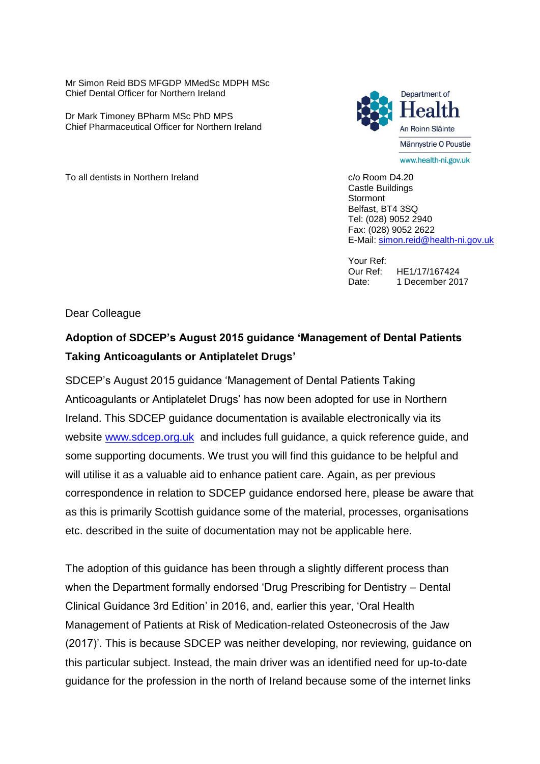Mr Simon Reid BDS MFGDP MMedSc MDPH MSc
Chief Dental Officer for Northern Ireland

Dr Mark Timoney BPharm MSc PhD MPS
Chief Pharmaceutical Officer for Northern Ireland

Department of Health
An Roinn Sláinte
Männystrie O Poustie
www.health-ni.gov.uk

To all dentists in Northern Ireland

c/o Room D4.20
Castle Buildings
Stormont
Belfast, BT4 3SQ
Tel: (028) 9052 2940
Fax: (028) 9052 2622
E-Mail: simon.reid@health-ni.gov.uk

Your Ref:
Our Ref: HE1/17/167424
Date: 1 December 2017

Dear Colleague

**Adoption of SDCEP's August 2015 guidance 'Management of Dental Patients Taking Anticoagulants or Antiplatelet Drugs'**

SDCEP's August 2015 guidance 'Management of Dental Patients Taking Anticoagulants or Antiplatelet Drugs' has now been adopted for use in Northern Ireland. This SDCEP guidance documentation is available electronically via its website www.sdcep.org.uk and includes full guidance, a quick reference guide, and some supporting documents. We trust you will find this guidance to be helpful and will utilise it as a valuable aid to enhance patient care. Again, as per previous correspondence in relation to SDCEP guidance endorsed here, please be aware that as this is primarily Scottish guidance some of the material, processes, organisations etc. described in the suite of documentation may not be applicable here.

The adoption of this guidance has been through a slightly different process than when the Department formally endorsed 'Drug Prescribing for Dentistry – Dental Clinical Guidance 3rd Edition' in 2016, and, earlier this year, 'Oral Health Management of Patients at Risk of Medication-related Osteonecrosis of the Jaw (2017)'. This is because SDCEP was neither developing, nor reviewing, guidance on this particular subject. Instead, the main driver was an identified need for up-to-date guidance for the profession in the north of Ireland because some of the internet links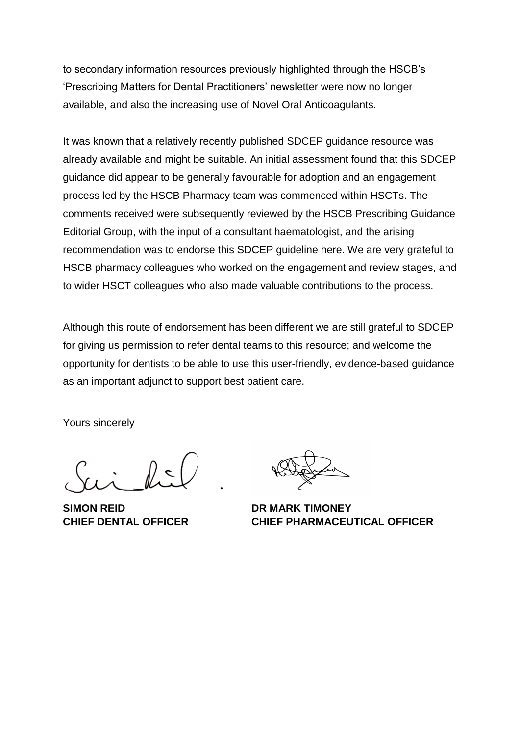to secondary information resources previously highlighted through the HSCB's 'Prescribing Matters for Dental Practitioners' newsletter were now no longer available, and also the increasing use of Novel Oral Anticoagulants.

It was known that a relatively recently published SDCEP guidance resource was already available and might be suitable. An initial assessment found that this SDCEP guidance did appear to be generally favourable for adoption and an engagement process led by the HSCB Pharmacy team was commenced within HSCTs. The comments received were subsequently reviewed by the HSCB Prescribing Guidance Editorial Group, with the input of a consultant haematologist, and the arising recommendation was to endorse this SDCEP guideline here. We are very grateful to HSCB pharmacy colleagues who worked on the engagement and review stages, and to wider HSCT colleagues who also made valuable contributions to the process.

Although this route of endorsement has been different we are still grateful to SDCEP for giving us permission to refer dental teams to this resource; and welcome the opportunity for dentists to be able to use this user-friendly, evidence-based guidance as an important adjunct to support best patient care.

Yours sincerely

**SIMON REID**
**CHIEF DENTAL OFFICER**

**DR MARK TIMONEY**
**CHIEF PHARMACEUTICAL OFFICER**